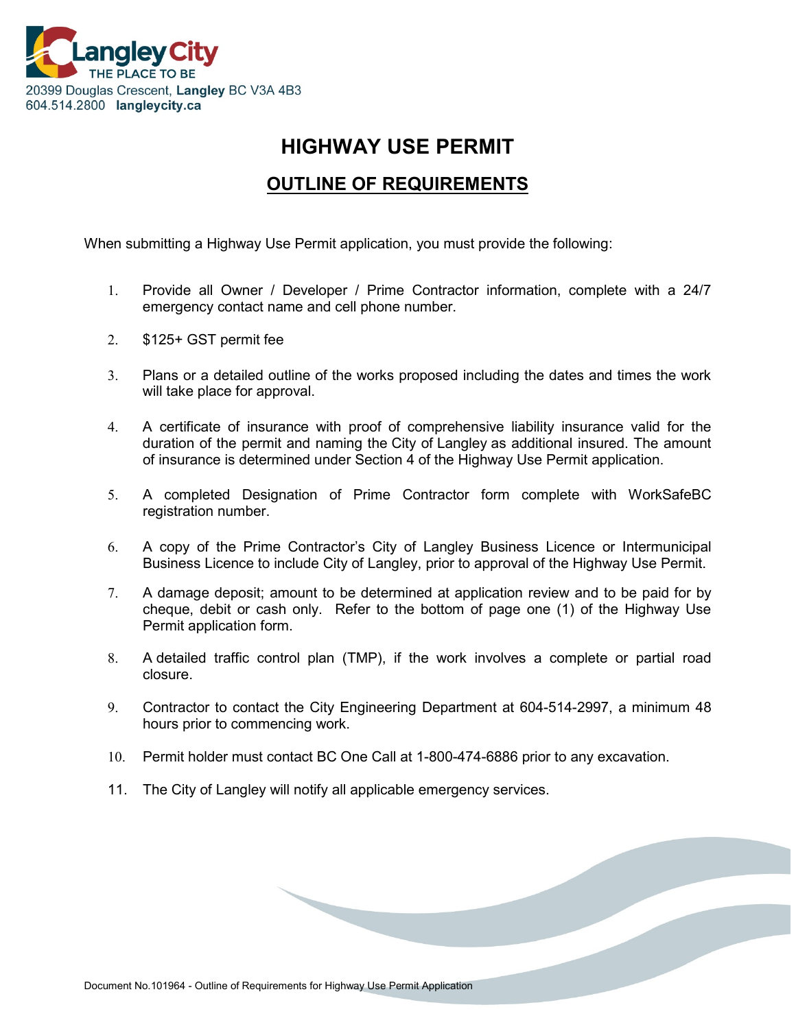Langley City
THE PLACE TO BE
20399 Douglas Crescent, **Langley** BC V3A 4B3
604.514.2800 **langleycity.ca**

# HIGHWAY USE PERMIT

## OUTLINE OF REQUIREMENTS

When submitting a Highway Use Permit application, you must provide the following:

1. Provide all Owner / Developer / Prime Contractor information, complete with a 24/7 emergency contact name and cell phone number.
2. $125+ GST permit fee
3. Plans or a detailed outline of the works proposed including the dates and times the work will take place for approval.
4. A certificate of insurance with proof of comprehensive liability insurance valid for the duration of the permit and naming the City of Langley as additional insured. The amount of insurance is determined under Section 4 of the Highway Use Permit application.
5. A completed Designation of Prime Contractor form complete with WorkSafeBC registration number.
6. A copy of the Prime Contractor's City of Langley Business Licence or Intermunicipal Business Licence to include City of Langley, prior to approval of the Highway Use Permit.
7. A damage deposit; amount to be determined at application review and to be paid for by cheque, debit or cash only. Refer to the bottom of page one (1) of the Highway Use Permit application form.
8. A detailed traffic control plan (TMP), if the work involves a complete or partial road closure.
9. Contractor to contact the City Engineering Department at 604-514-2997, a minimum 48 hours prior to commencing work.
10. Permit holder must contact BC One Call at 1-800-474-6886 prior to any excavation.
11. The City of Langley will notify all applicable emergency services.

Document No.101964 - Outline of Requirements for Highway Use Permit Application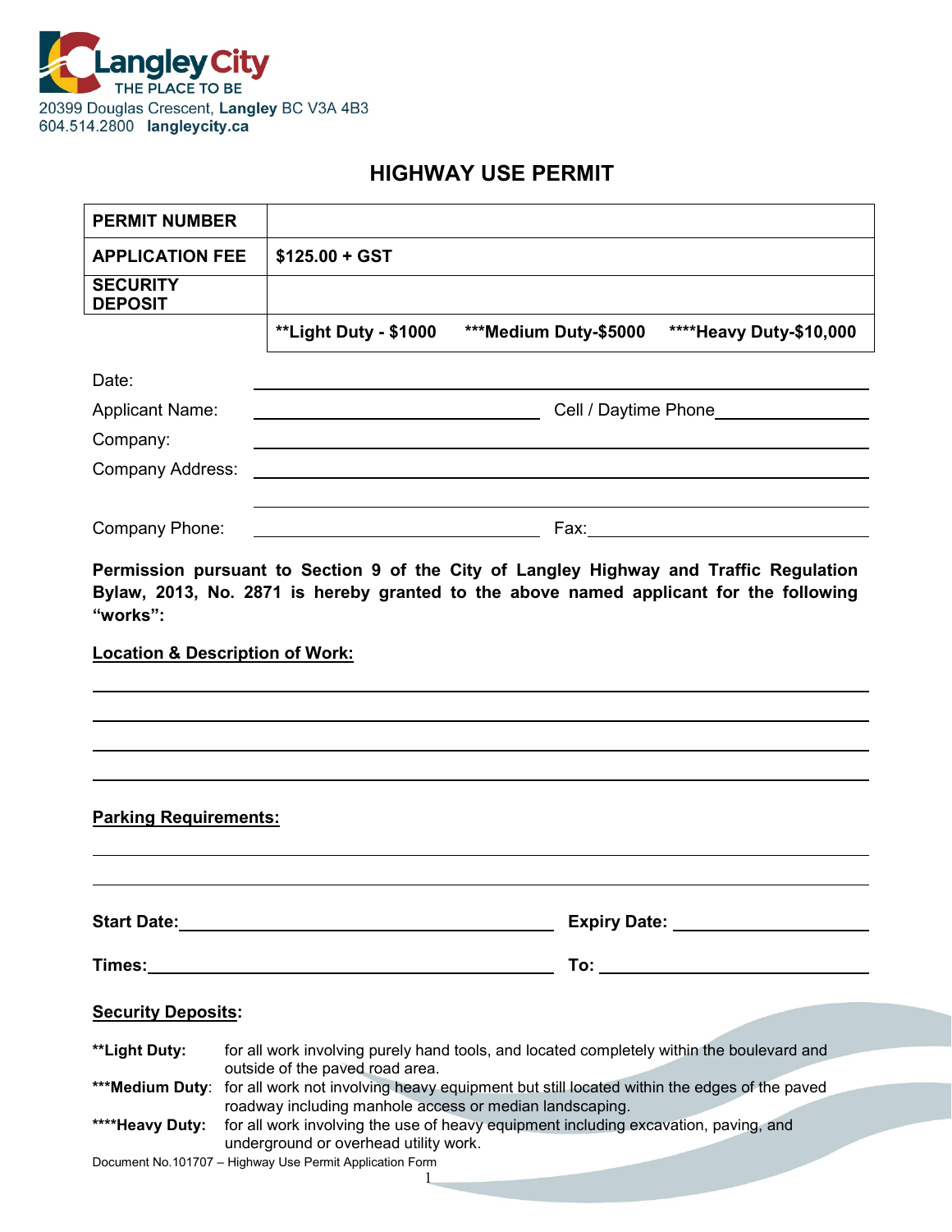Langley City
THE PLACE TO BE
20399 Douglas Crescent, Langley BC V3A 4B3
604.514.2800 langleycity.ca

# HIGHWAY USE PERMIT

| **PERMIT NUMBER** | | | |
|---|---|---|---|
| **APPLICATION FEE** | **$125.00 + GST** | | |
| **SECURITY DEPOSIT** | | | |
| | **\*\*Light Duty - $1000** | **\*\*\*Medium Duty-$5000** | **\*\*\*\*Heavy Duty-$10,000** |

Date: ______________________________

Applicant Name: ______________________ Cell / Daytime Phone ______________

Company: ______________________________

Company Address: ______________________________

______________________________

Company Phone: ______________________ Fax: ______________________

**Permission pursuant to Section 9 of the City of Langley Highway and Traffic Regulation Bylaw, 2013, No. 2871 is hereby granted to the above named applicant for the following "works":**

**Location & Description of Work:**

______________________________

______________________________

______________________________

______________________________

**Parking Requirements:**

______________________________

______________________________

**Start Date:** ______________________ **Expiry Date:** ______________________

**Times:** ______________________ **To:** ______________________

**Security Deposits:**

**\*\*Light Duty:** for all work involving purely hand tools, and located completely within the boulevard and outside of the paved road area.

**\*\*\*Medium Duty**: for all work not involving heavy equipment but still located within the edges of the paved roadway including manhole access or median landscaping.

**\*\*\*\*Heavy Duty:** for all work involving the use of heavy equipment including excavation, paving, and underground or overhead utility work.

Document No.101707 – Highway Use Permit Application Form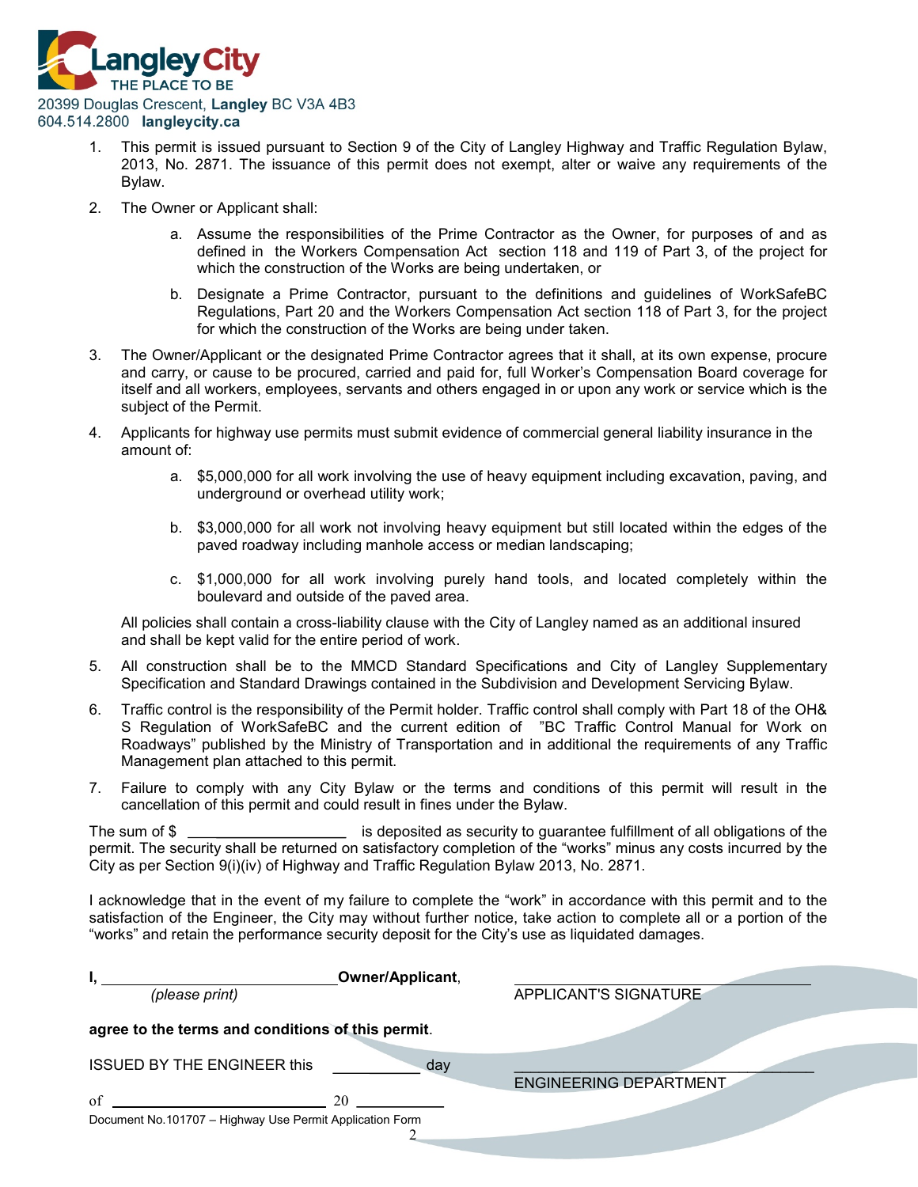Langley City
THE PLACE TO BE

20399 Douglas Crescent, **Langley** BC V3A 4B3
604.514.2800 **langleycity.ca**

1. This permit is issued pursuant to Section 9 of the City of Langley Highway and Traffic Regulation Bylaw, 2013, No. 2871. The issuance of this permit does not exempt, alter or waive any requirements of the Bylaw.

2. The Owner or Applicant shall:

   a. Assume the responsibilities of the Prime Contractor as the Owner, for purposes of and as defined in the Workers Compensation Act section 118 and 119 of Part 3, of the project for which the construction of the Works are being undertaken, or

   b. Designate a Prime Contractor, pursuant to the definitions and guidelines of WorkSafeBC Regulations, Part 20 and the Workers Compensation Act section 118 of Part 3, for the project for which the construction of the Works are being under taken.

3. The Owner/Applicant or the designated Prime Contractor agrees that it shall, at its own expense, procure and carry, or cause to be procured, carried and paid for, full Worker's Compensation Board coverage for itself and all workers, employees, servants and others engaged in or upon any work or service which is the subject of the Permit.

4. Applicants for highway use permits must submit evidence of commercial general liability insurance in the amount of:

   a. $5,000,000 for all work involving the use of heavy equipment including excavation, paving, and underground or overhead utility work;

   b. $3,000,000 for all work not involving heavy equipment but still located within the edges of the paved roadway including manhole access or median landscaping;

   c. $1,000,000 for all work involving purely hand tools, and located completely within the boulevard and outside of the paved area.

   All policies shall contain a cross-liability clause with the City of Langley named as an additional insured and shall be kept valid for the entire period of work.

5. All construction shall be to the MMCD Standard Specifications and City of Langley Supplementary Specification and Standard Drawings contained in the Subdivision and Development Servicing Bylaw.

6. Traffic control is the responsibility of the Permit holder. Traffic control shall comply with Part 18 of the OH& S Regulation of WorkSafeBC and the current edition of "BC Traffic Control Manual for Work on Roadways" published by the Ministry of Transportation and in additional the requirements of any Traffic Management plan attached to this permit.

7. Failure to comply with any City Bylaw or the terms and conditions of this permit will result in the cancellation of this permit and could result in fines under the Bylaw.

The sum of $ ____________________ is deposited as security to guarantee fulfillment of all obligations of the permit. The security shall be returned on satisfactory completion of the "works" minus any costs incurred by the City as per Section 9(i)(iv) of Highway and Traffic Regulation Bylaw 2013, No. 2871.

I acknowledge that in the event of my failure to complete the "work" in accordance with this permit and to the satisfaction of the Engineer, the City may without further notice, take action to complete all or a portion of the "works" and retain the performance security deposit for the City's use as liquidated damages.

**I,** ______________________________ **Owner/Applicant**, ______________________________
*(please print)* APPLICANT'S SIGNATURE

**agree to the terms and conditions of this permit**.

ISSUED BY THE ENGINEER this ___________ day ______________________________
ENGINEERING DEPARTMENT

of ____________________________ 20 ___________

Document No.101707 – Highway Use Permit Application Form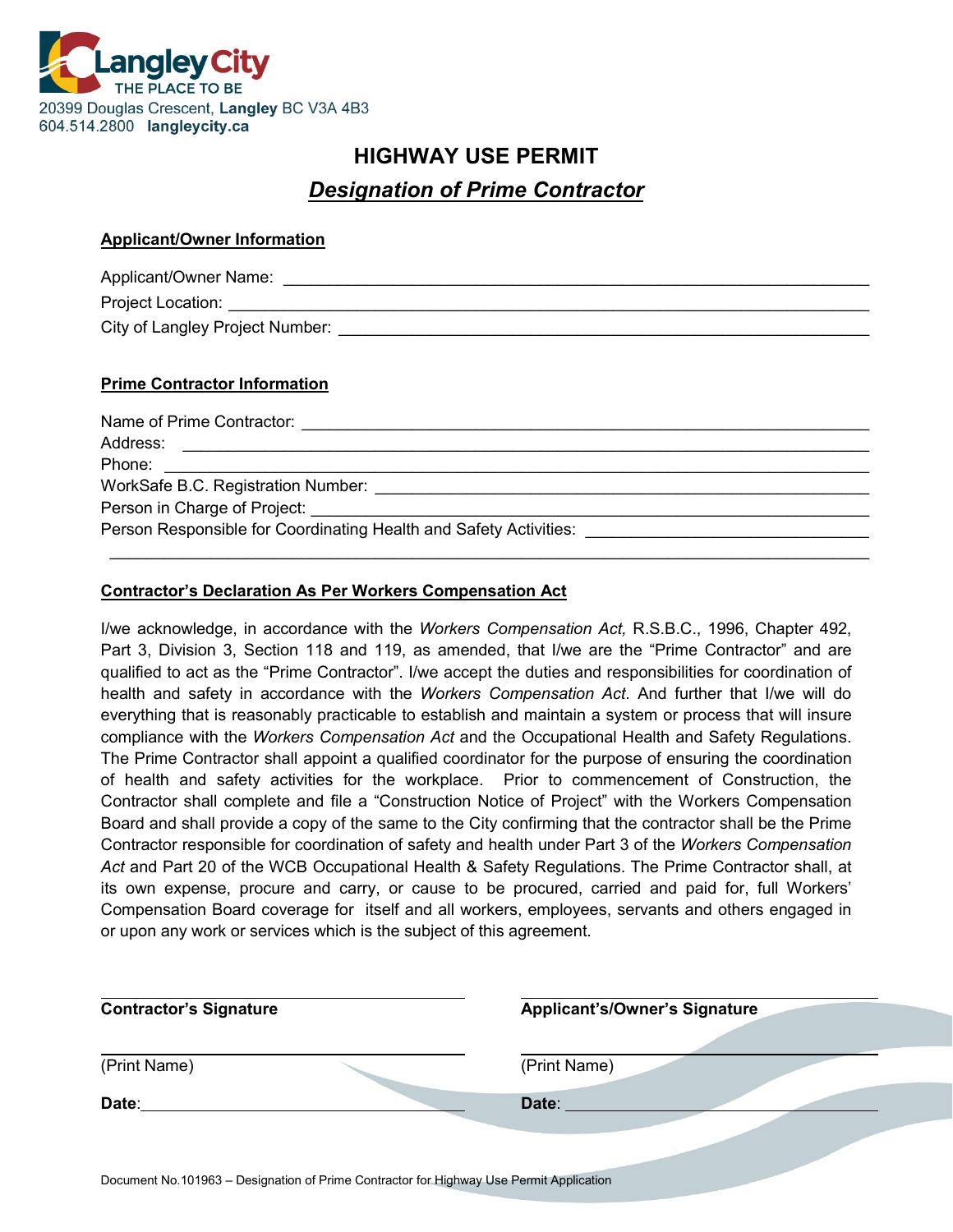Langley City
THE PLACE TO BE
20399 Douglas Crescent, Langley BC V3A 4B3
604.514.2800 langleycity.ca

# HIGHWAY USE PERMIT

## *Designation of Prime Contractor*

**Applicant/Owner Information**

Applicant/Owner Name: ___________________________________________

Project Location: ___________________________________________

City of Langley Project Number: ___________________________________________

**Prime Contractor Information**

Name of Prime Contractor: ___________________________________________

Address: ___________________________________________

Phone: ___________________________________________

WorkSafe B.C. Registration Number: ___________________________________________

Person in Charge of Project: ___________________________________________

Person Responsible for Coordinating Health and Safety Activities: ___________________________________________

___________________________________________

**Contractor's Declaration As Per Workers Compensation Act**

I/we acknowledge, in accordance with the *Workers Compensation Act,* R.S.B.C., 1996, Chapter 492, Part 3, Division 3, Section 118 and 119, as amended, that I/we are the "Prime Contractor" and are qualified to act as the "Prime Contractor". I/we accept the duties and responsibilities for coordination of health and safety in accordance with the *Workers Compensation Act*. And further that I/we will do everything that is reasonably practicable to establish and maintain a system or process that will insure compliance with the *Workers Compensation Act* and the Occupational Health and Safety Regulations. The Prime Contractor shall appoint a qualified coordinator for the purpose of ensuring the coordination of health and safety activities for the workplace. Prior to commencement of Construction, the Contractor shall complete and file a "Construction Notice of Project" with the Workers Compensation Board and shall provide a copy of the same to the City confirming that the contractor shall be the Prime Contractor responsible for coordination of safety and health under Part 3 of the *Workers Compensation Act* and Part 20 of the WCB Occupational Health & Safety Regulations. The Prime Contractor shall, at its own expense, procure and carry, or cause to be procured, carried and paid for, full Workers' Compensation Board coverage for itself and all workers, employees, servants and others engaged in or upon any work or services which is the subject of this agreement.

___________________________________________

**Contractor's Signature**

___________________________________________

(Print Name)

**Date**: ___________________________________________

___________________________________________

**Applicant's/Owner's Signature**

___________________________________________

(Print Name)

**Date**: ___________________________________________

Document No.101963 – Designation of Prime Contractor for Highway Use Permit Application